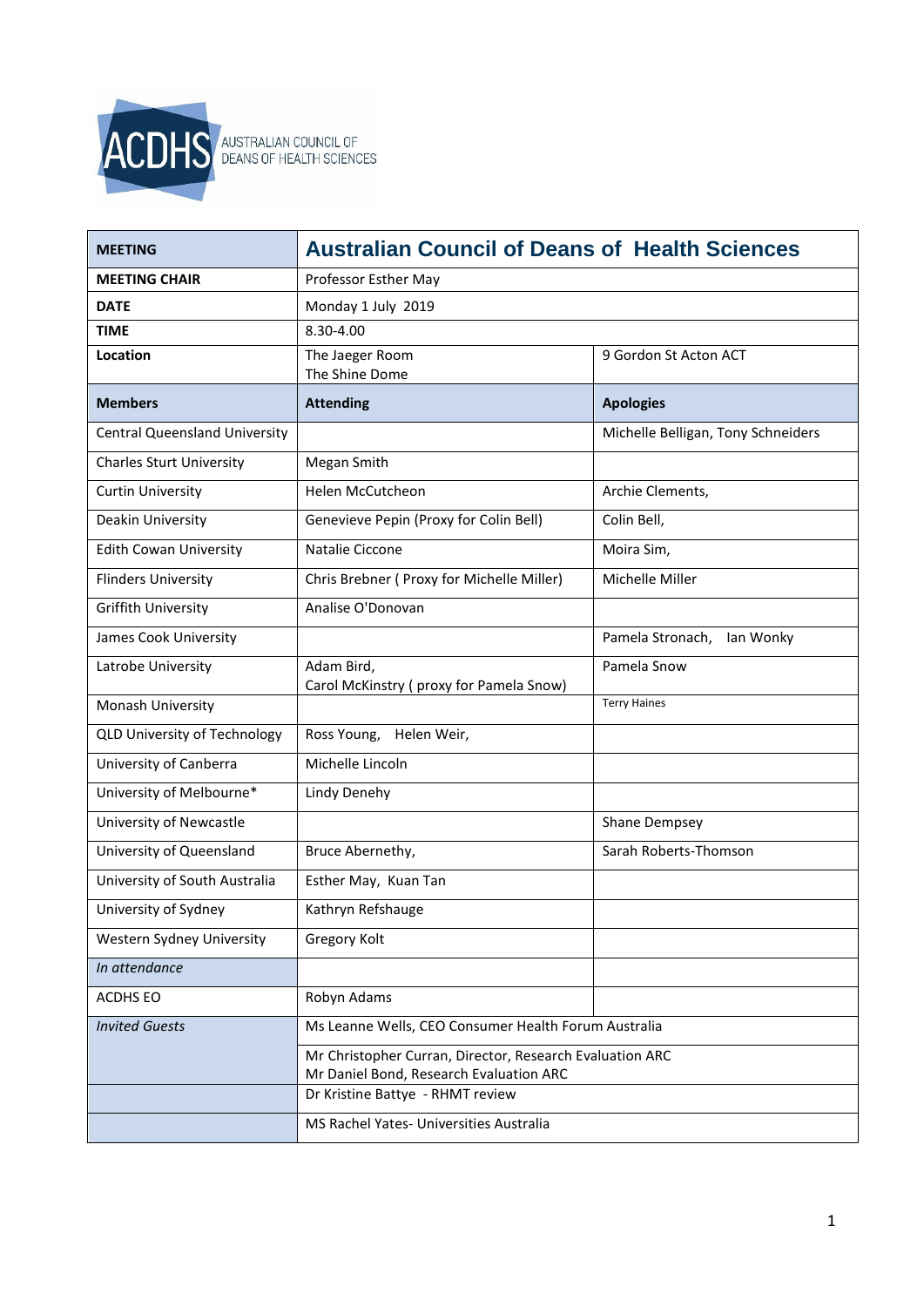ACDHS AUSTRALIAN COUNCIL OF DEANS OF HEALTH SCIENCES

| **MEETING** | **Australian Council of Deans of Health Sciences** | |
|---|---|---|
| **MEETING CHAIR** | Professor Esther May | |
| **DATE** | Monday 1 July 2019 | |
| **TIME** | 8.30-4.00 | |
| **Location** | The Jaeger Room<br>The Shine Dome | 9 Gordon St Acton ACT |
| **Members** | **Attending** | **Apologies** |
| Central Queensland University | | Michelle Belligan, Tony Schneiders |
| Charles Sturt University | Megan Smith | |
| Curtin University | Helen McCutcheon | Archie Clements, |
| Deakin University | Genevieve Pepin (Proxy for Colin Bell) | Colin Bell, |
| Edith Cowan University | Natalie Ciccone | Moira Sim, |
| Flinders University | Chris Brebner ( Proxy for Michelle Miller) | Michelle Miller |
| Griffith University | Analise O'Donovan | |
| James Cook University | | Pamela Stronach, Ian Wonky |
| Latrobe University | Adam Bird,<br>Carol McKinstry ( proxy for Pamela Snow) | Pamela Snow |
| Monash University | | Terry Haines |
| QLD University of Technology | Ross Young, Helen Weir, | |
| University of Canberra | Michelle Lincoln | |
| University of Melbourne* | Lindy Denehy | |
| University of Newcastle | | Shane Dempsey |
| University of Queensland | Bruce Abernethy, | Sarah Roberts-Thomson |
| University of South Australia | Esther May, Kuan Tan | |
| University of Sydney | Kathryn Refshauge | |
| Western Sydney University | Gregory Kolt | |
| *In attendance* | | |
| ACDHS EO | Robyn Adams | |
| *Invited Guests* | Ms Leanne Wells, CEO Consumer Health Forum Australia | |
| | Mr Christopher Curran, Director, Research Evaluation ARC<br>Mr Daniel Bond, Research Evaluation ARC | |
| | Dr Kristine Battye - RHMT review | |
| | MS Rachel Yates- Universities Australia | |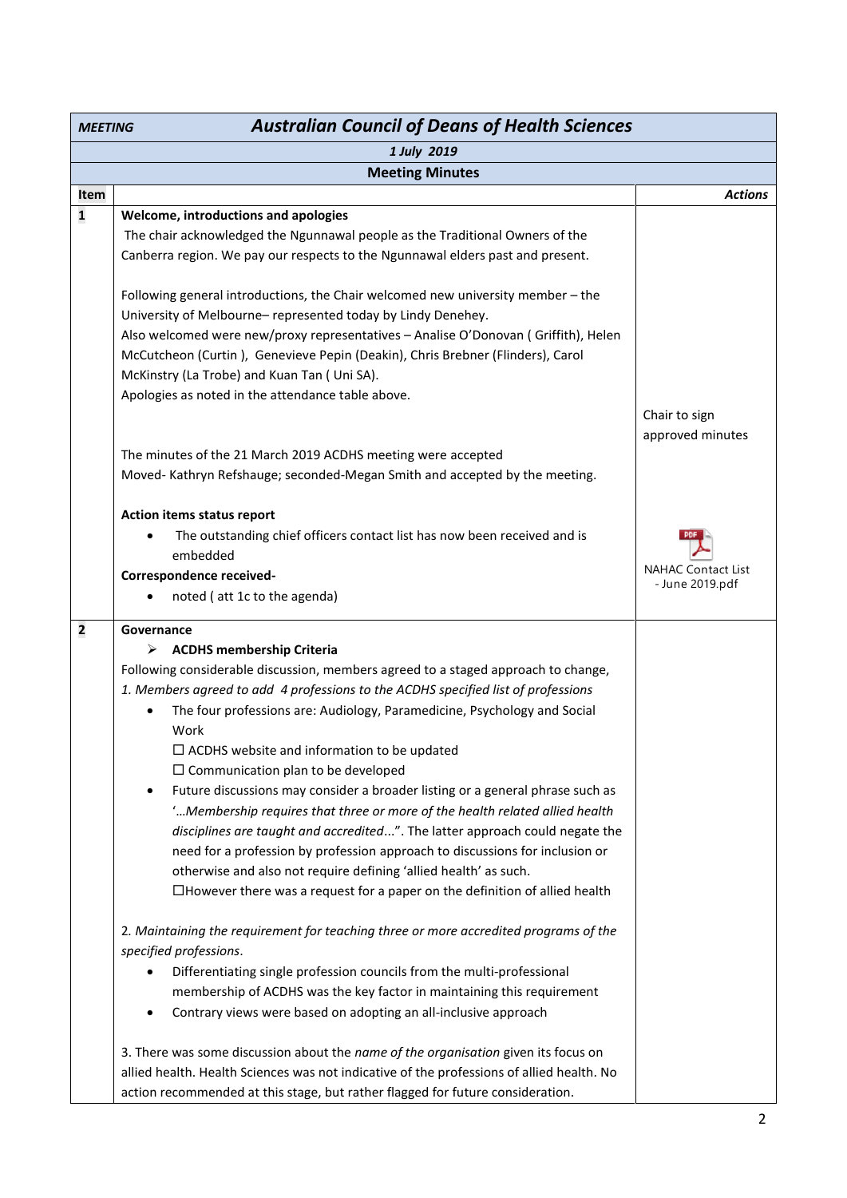| *MEETING* | ***Australian Council of Deans of Health Sciences*** | |
|---|---|---|
| | ***1 July 2019*** | |
| | **Meeting Minutes** | |
| **Item** | | ***Actions*** |
| **1** | **Welcome, introductions and apologies**<br>The chair acknowledged the Ngunnawal people as the Traditional Owners of the Canberra region. We pay our respects to the Ngunnawal elders past and present.<br><br>Following general introductions, the Chair welcomed new university member – the University of Melbourne– represented today by Lindy Denehey.<br>Also welcomed were new/proxy representatives – Analise O'Donovan ( Griffith), Helen McCutcheon (Curtin ), Genevieve Pepin (Deakin), Chris Brebner (Flinders), Carol McKinstry (La Trobe) and Kuan Tan ( Uni SA).<br>Apologies as noted in the attendance table above.<br><br>The minutes of the 21 March 2019 ACDHS meeting were accepted<br>Moved- Kathryn Refshauge; seconded-Megan Smith and accepted by the meeting.<br><br>**Action items status report**<br>• The outstanding chief officers contact list has now been received and is embedded<br>**Correspondence received-**<br>• noted ( att 1c to the agenda) | Chair to sign approved minutes<br><br>NAHAC Contact List - June 2019.pdf |
| **2** | **Governance**<br>➢ **ACDHS membership Criteria**<br>Following considerable discussion, members agreed to a staged approach to change,<br>*1. Members agreed to add 4 professions to the ACDHS specified list of professions*<br>• The four professions are: Audiology, Paramedicine, Psychology and Social Work<br>☐ ACDHS website and information to be updated<br>☐ Communication plan to be developed<br>• Future discussions may consider a broader listing or a general phrase such as '*…Membership requires that three or more of the health related allied health disciplines are taught and accredited*…". The latter approach could negate the need for a profession by profession approach to discussions for inclusion or otherwise and also not require defining 'allied health' as such.<br>☐However there was a request for a paper on the definition of allied health<br><br>2. *Maintaining the requirement for teaching three or more accredited programs of the specified professions*.<br>• Differentiating single profession councils from the multi-professional membership of ACDHS was the key factor in maintaining this requirement<br>• Contrary views were based on adopting an all-inclusive approach<br><br>3. There was some discussion about the *name of the organisation* given its focus on allied health. Health Sciences was not indicative of the professions of allied health. No action recommended at this stage, but rather flagged for future consideration. | |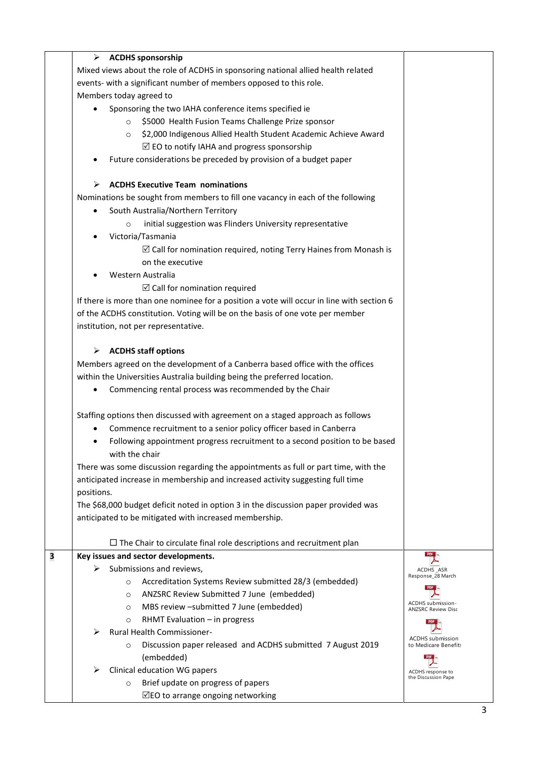| | | |
|---|---|---|
| | ➢ **ACDHS sponsorship**<br>Mixed views about the role of ACDHS in sponsoring national allied health related events- with a significant number of members opposed to this role.<br>Members today agreed to<br>• Sponsoring the two IAHA conference items specified ie<br>  ○ $5000 Health Fusion Teams Challenge Prize sponsor<br>  ○ $2,000 Indigenous Allied Health Student Academic Achieve Award<br>    ☑ EO to notify IAHA and progress sponsorship<br>• Future considerations be preceded by provision of a budget paper<br><br>➢ **ACDHS Executive Team nominations**<br>Nominations be sought from members to fill one vacancy in each of the following<br>• South Australia/Northern Territory<br>  ○ initial suggestion was Flinders University representative<br>• Victoria/Tasmania<br>    ☑ Call for nomination required, noting Terry Haines from Monash is on the executive<br>• Western Australia<br>    ☑ Call for nomination required<br>If there is more than one nominee for a position a vote will occur in line with section 6 of the ACDHS constitution. Voting will be on the basis of one vote per member institution, not per representative.<br><br>➢ **ACDHS staff options**<br>Members agreed on the development of a Canberra based office with the offices within the Universities Australia building being the preferred location.<br>• Commencing rental process was recommended by the Chair<br><br>Staffing options then discussed with agreement on a staged approach as follows<br>• Commence recruitment to a senior policy officer based in Canberra<br>• Following appointment progress recruitment to a second position to be based with the chair<br>There was some discussion regarding the appointments as full or part time, with the anticipated increase in membership and increased activity suggesting full time positions.<br>The $68,000 budget deficit noted in option 3 in the discussion paper provided was anticipated to be mitigated with increased membership.<br><br>☐ The Chair to circulate final role descriptions and recruitment plan | |
| **3** | **Key issues and sector developments.**<br>➢ Submissions and reviews,<br>  ○ Accreditation Systems Review submitted 28/3 (embedded)<br>  ○ ANZSRC Review Submitted 7 June (embedded)<br>  ○ MBS review –submitted 7 June (embedded)<br>  ○ RHMT Evaluation – in progress<br>➢ Rural Health Commissioner-<br>  ○ Discussion paper released and ACDHS submitted 7 August 2019 (embedded)<br>➢ Clinical education WG papers<br>  ○ Brief update on progress of papers<br>    ☑EO to arrange ongoing networking | ACDHS _ASR Response_28 March<br><br>ACDHS submission-ANZSRC Review Disc<br><br>ACDHS submission to Medicare Benefits<br><br>ACDHS response to the Discussion Pape |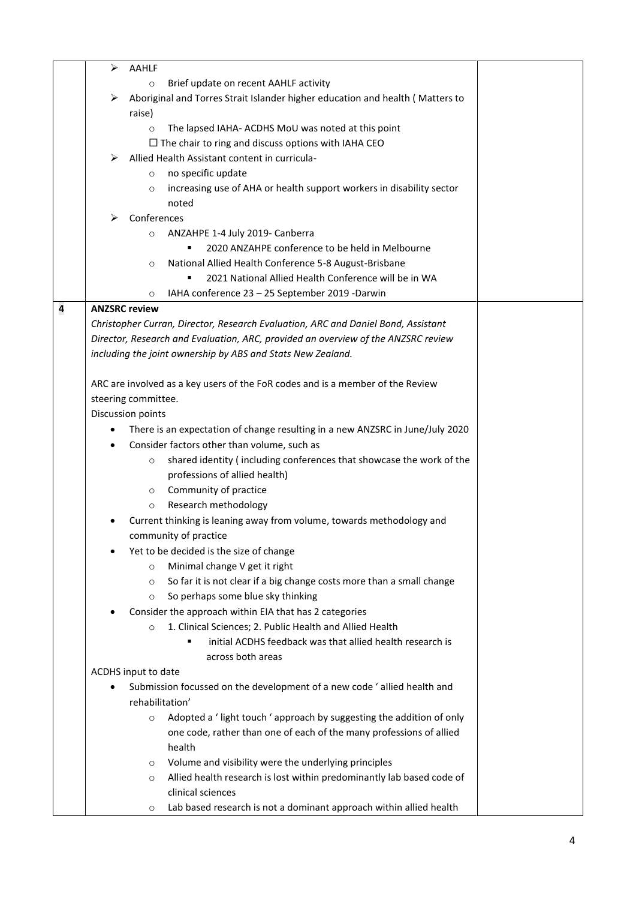- AAHLF
  - Brief update on recent AAHLF activity
- Aboriginal and Torres Strait Islander higher education and health ( Matters to raise)
  - The lapsed IAHA- ACDHS MoU was noted at this point
  - ☐ The chair to ring and discuss options with IAHA CEO
- Allied Health Assistant content in curricula-
  - no specific update
  - increasing use of AHA or health support workers in disability sector noted
- Conferences
  - ANZAHPE 1-4 July 2019- Canberra
    - 2020 ANZAHPE conference to be held in Melbourne
  - National Allied Health Conference 5-8 August-Brisbane
    - 2021 National Allied Health Conference will be in WA
  - IAHA conference 23 – 25 September 2019 -Darwin

## 4 ANZSRC review

*Christopher Curran, Director, Research Evaluation, ARC and Daniel Bond, Assistant Director, Research and Evaluation, ARC, provided an overview of the ANZSRC review including the joint ownership by ABS and Stats New Zealand.*

ARC are involved as a key users of the FoR codes and is a member of the Review steering committee.

Discussion points

- There is an expectation of change resulting in a new ANZSRC in June/July 2020
- Consider factors other than volume, such as
  - shared identity ( including conferences that showcase the work of the professions of allied health)
  - Community of practice
  - Research methodology
- Current thinking is leaning away from volume, towards methodology and community of practice
- Yet to be decided is the size of change
  - Minimal change V get it right
  - So far it is not clear if a big change costs more than a small change
  - So perhaps some blue sky thinking
- Consider the approach within EIA that has 2 categories
  - 1. Clinical Sciences; 2. Public Health and Allied Health
    - initial ACDHS feedback was that allied health research is across both areas

ACDHS input to date

- Submission focussed on the development of a new code ' allied health and rehabilitation'
  - Adopted a ' light touch ' approach by suggesting the addition of only one code, rather than one of each of the many professions of allied health
  - Volume and visibility were the underlying principles
  - Allied health research is lost within predominantly lab based code of clinical sciences
  - Lab based research is not a dominant approach within allied health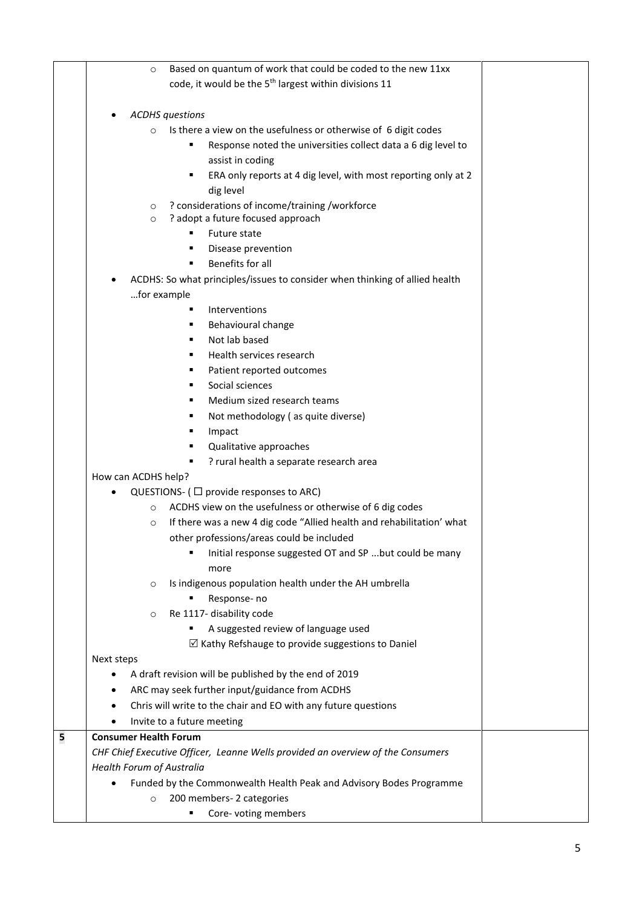| | | |
|---|---|---|
| | - Based on quantum of work that could be coded to the new 11xx code, it would be the 5th largest within divisions 11<br><br>- *ACDHS questions*<br>  - Is there a view on the usefulness or otherwise of 6 digit codes<br>    - Response noted the universities collect data a 6 dig level to assist in coding<br>    - ERA only reports at 4 dig level, with most reporting only at 2 dig level<br>  - ? considerations of income/training /workforce<br>  - ? adopt a future focused approach<br>    - Future state<br>    - Disease prevention<br>    - Benefits for all<br>- ACDHS: So what principles/issues to consider when thinking of allied health …for example<br>    - Interventions<br>    - Behavioural change<br>    - Not lab based<br>    - Health services research<br>    - Patient reported outcomes<br>    - Social sciences<br>    - Medium sized research teams<br>    - Not methodology ( as quite diverse)<br>    - Impact<br>    - Qualitative approaches<br>    - ? rural health a separate research area<br><br>How can ACDHS help?<br>- QUESTIONS- ( ☐ provide responses to ARC)<br>  - ACDHS view on the usefulness or otherwise of 6 dig codes<br>  - If there was a new 4 dig code "Allied health and rehabilitation' what other professions/areas could be included<br>    - Initial response suggested OT and SP ...but could be many more<br>  - Is indigenous population health under the AH umbrella<br>    - Response- no<br>  - Re 1117- disability code<br>    - A suggested review of language used<br>    ☑ Kathy Refshauge to provide suggestions to Daniel<br><br>Next steps<br>- A draft revision will be published by the end of 2019<br>- ARC may seek further input/guidance from ACDHS<br>- Chris will write to the chair and EO with any future questions<br>- Invite to a future meeting | |
| **5** | **Consumer Health Forum**<br>*CHF Chief Executive Officer, Leanne Wells provided an overview of the Consumers Health Forum of Australia*<br>- Funded by the Commonwealth Health Peak and Advisory Bodes Programme<br>  - 200 members- 2 categories<br>    - Core- voting members | |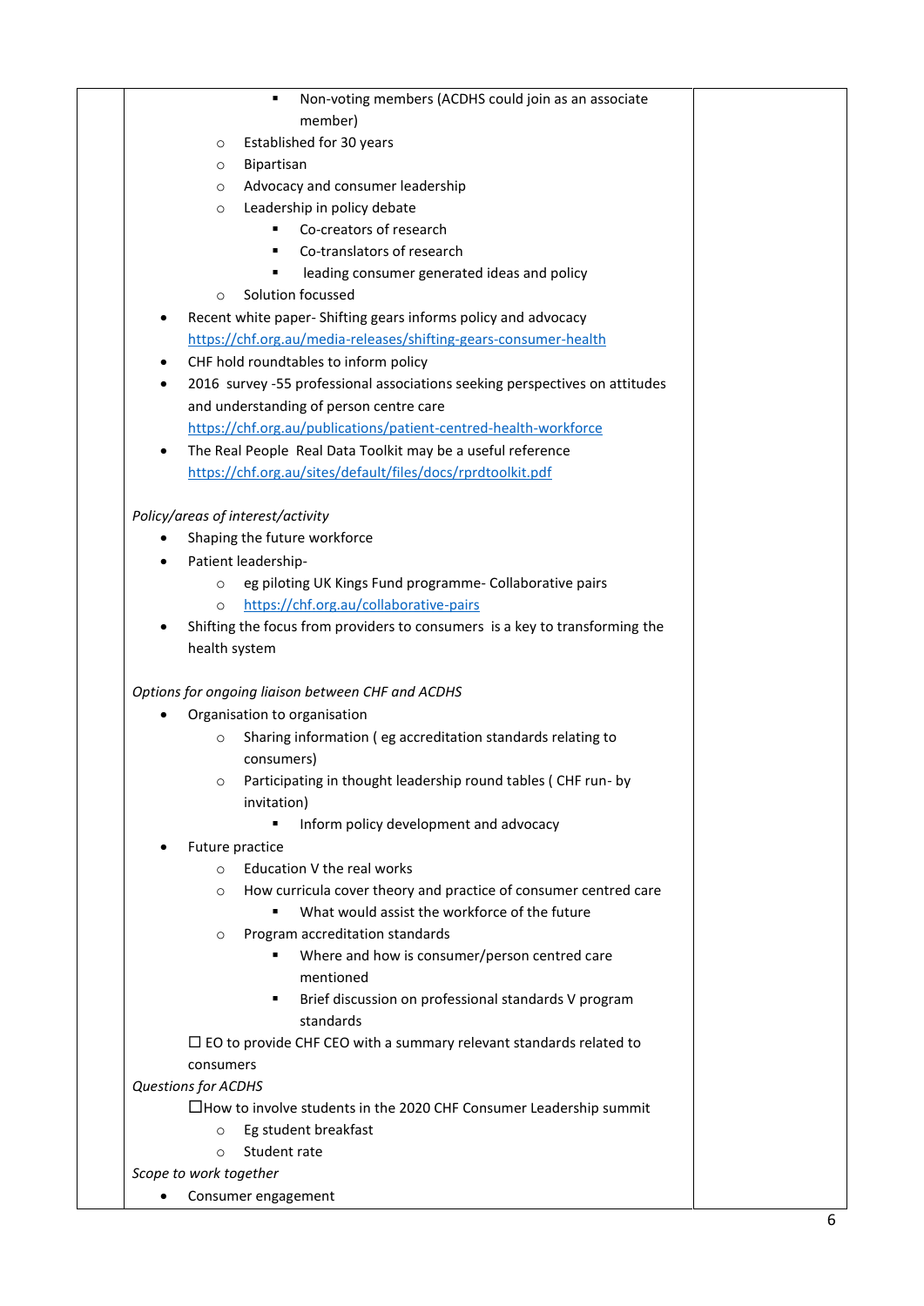- Non-voting members (ACDHS could join as an associate member)
  - Established for 30 years
  - Bipartisan
  - Advocacy and consumer leadership
  - Leadership in policy debate
    - Co-creators of research
    - Co-translators of research
    - leading consumer generated ideas and policy
  - Solution focussed
- Recent white paper- Shifting gears informs policy and advocacy https://chf.org.au/media-releases/shifting-gears-consumer-health
- CHF hold roundtables to inform policy
- 2016 survey -55 professional associations seeking perspectives on attitudes and understanding of person centre care https://chf.org.au/publications/patient-centred-health-workforce
- The Real People Real Data Toolkit may be a useful reference https://chf.org.au/sites/default/files/docs/rprdtoolkit.pdf

*Policy/areas of interest/activity*

- Shaping the future workforce
- Patient leadership-
  - eg piloting UK Kings Fund programme- Collaborative pairs
  - https://chf.org.au/collaborative-pairs
- Shifting the focus from providers to consumers is a key to transforming the health system

*Options for ongoing liaison between CHF and ACDHS*

- Organisation to organisation
  - Sharing information ( eg accreditation standards relating to consumers)
  - Participating in thought leadership round tables ( CHF run- by invitation)
    - Inform policy development and advocacy
- Future practice
  - Education V the real works
  - How curricula cover theory and practice of consumer centred care
    - What would assist the workforce of the future
  - Program accreditation standards
    - Where and how is consumer/person centred care mentioned
    - Brief discussion on professional standards V program standards

☐ EO to provide CHF CEO with a summary relevant standards related to consumers

*Questions for ACDHS*

☐ How to involve students in the 2020 CHF Consumer Leadership summit
  - Eg student breakfast
  - Student rate

*Scope to work together*

- Consumer engagement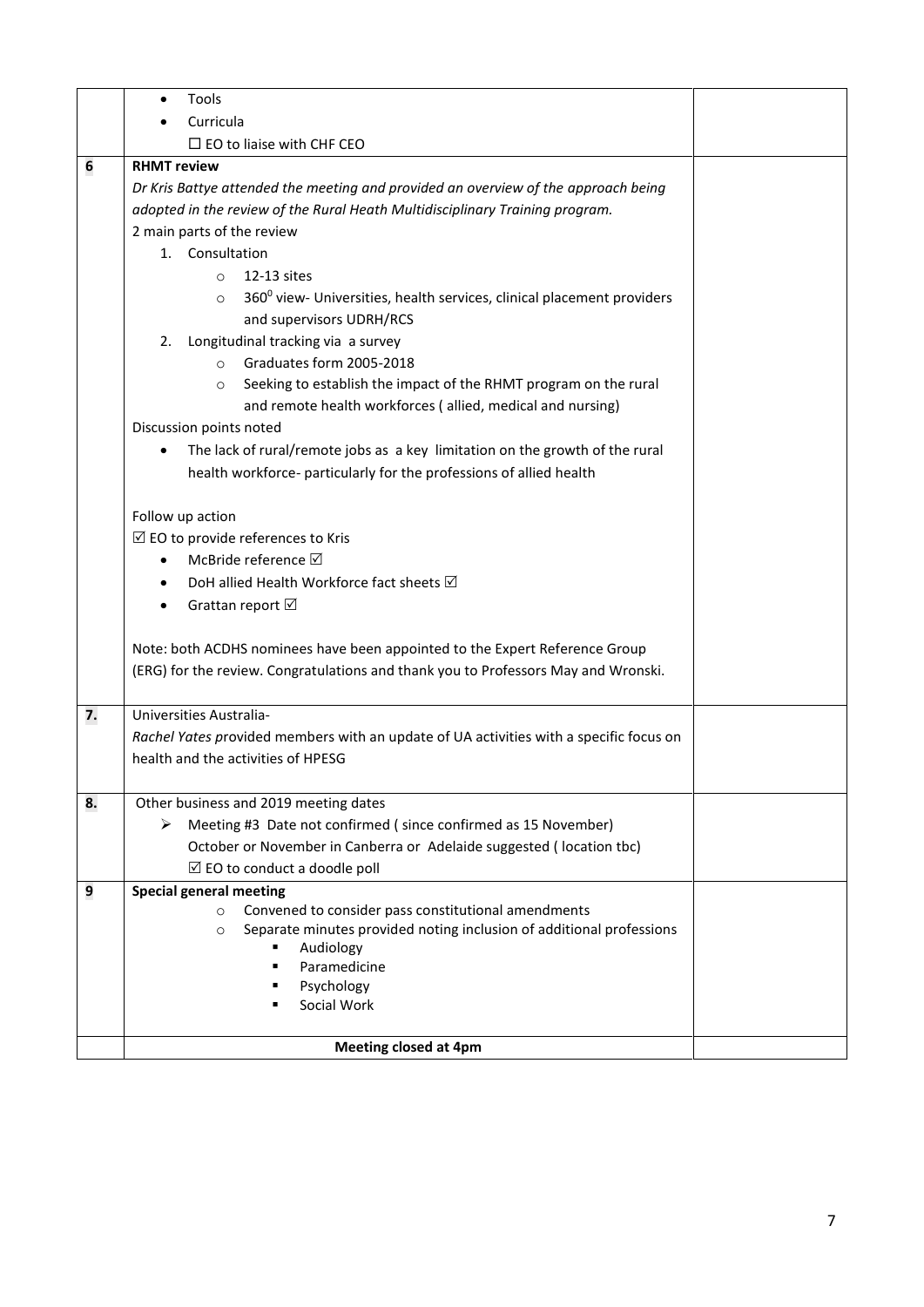| | | |
|---|---|---|
| | • Tools<br>• Curricula<br>☐ EO to liaise with CHF CEO | |
| **6** | **RHMT review**<br>*Dr Kris Battye attended the meeting and provided an overview of the approach being adopted in the review of the Rural Heath Multidisciplinary Training program.*<br>2 main parts of the review<br>1. Consultation<br>  ○ 12-13 sites<br>  ○ 360$^0$ view- Universities, health services, clinical placement providers and supervisors UDRH/RCS<br>2. Longitudinal tracking via a survey<br>  ○ Graduates form 2005-2018<br>  ○ Seeking to establish the impact of the RHMT program on the rural and remote health workforces ( allied, medical and nursing)<br>Discussion points noted<br>• The lack of rural/remote jobs as a key limitation on the growth of the rural health workforce- particularly for the professions of allied health<br><br>Follow up action<br>☑ EO to provide references to Kris<br>• McBride reference ☑<br>• DoH allied Health Workforce fact sheets ☑<br>• Grattan report ☑<br><br>Note: both ACDHS nominees have been appointed to the Expert Reference Group (ERG) for the review. Congratulations and thank you to Professors May and Wronski. | |
| **7.** | Universities Australia-<br>*Rachel Yates p*rovided members with an update of UA activities with a specific focus on health and the activities of HPESG | |
| **8.** | Other business and 2019 meeting dates<br>➢ Meeting #3 Date not confirmed ( since confirmed as 15 November)<br>October or November in Canberra or Adelaide suggested ( location tbc)<br>☑ EO to conduct a doodle poll | |
| **9** | **Special general meeting**<br>○ Convened to consider pass constitutional amendments<br>○ Separate minutes provided noting inclusion of additional professions<br>  ▪ Audiology<br>  ▪ Paramedicine<br>  ▪ Psychology<br>  ▪ Social Work | |
| | **Meeting closed at 4pm** | |